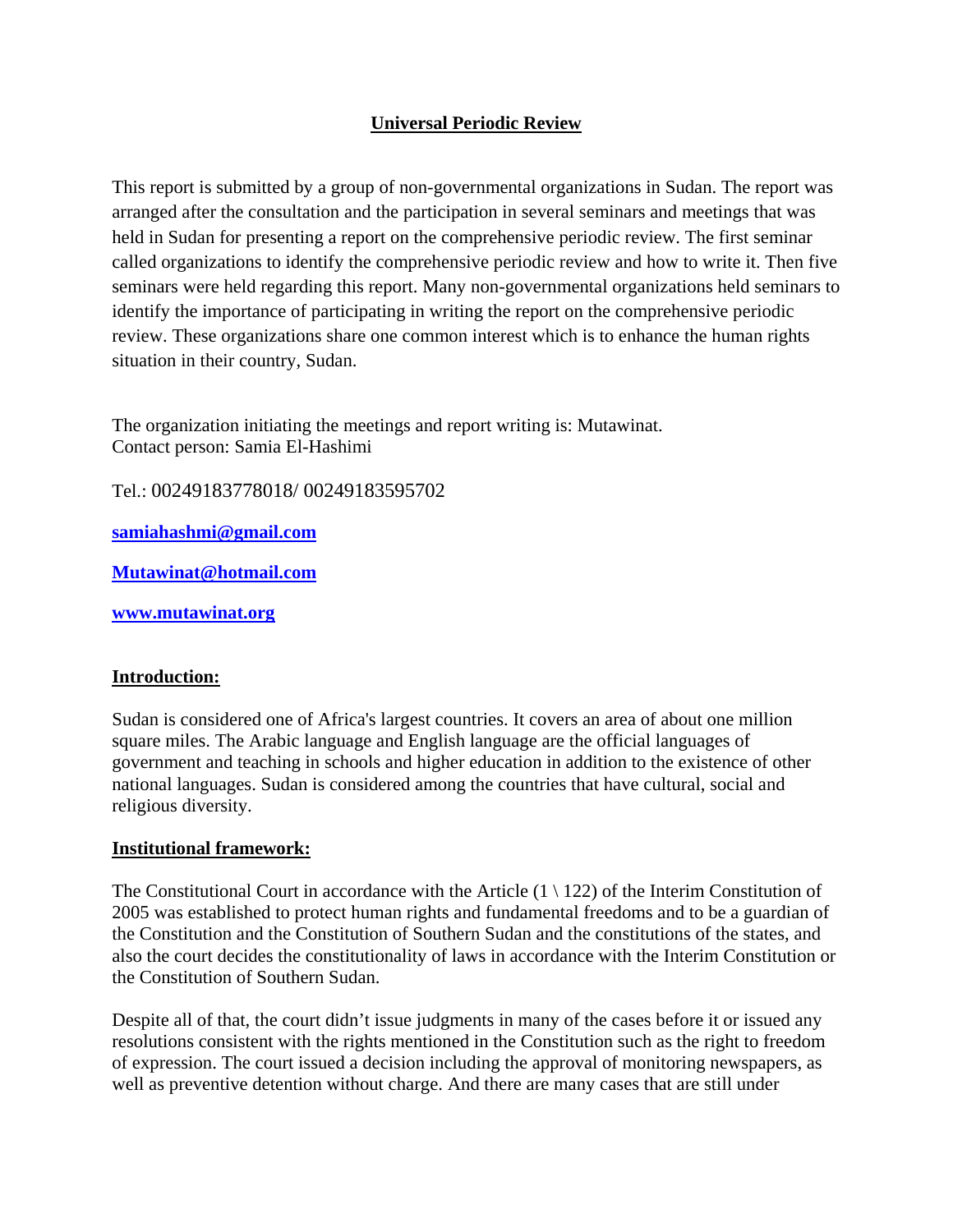# Universal Periodic Review

This report is submitted by a group of non-governmental organizations in Sudan. The report was arranged after the consultation and the participation in several seminars and meetings that was held in Sudan for presenting a report on the comprehensive periodic review. The first seminar called organizations to identify the comprehensive periodic review and how to write it. Then five seminars were held regarding this report. Many non-governmental organizations held seminars to identify the importance of participating in writing the report on the comprehensive periodic review. These organizations share one common interest which is to enhance the human rights situation in their country, Sudan.

The organization initiating the meetings and report writing is: Mutawinat.
Contact person: Samia El-Hashimi

Tel.: 00249183778018/ 00249183595702

**samiahashmi@gmail.com**

**Mutawinat@hotmail.com**

**www.mutawinat.org**

## Introduction:

Sudan is considered one of Africa's largest countries. It covers an area of about one million square miles. The Arabic language and English language are the official languages of government and teaching in schools and higher education in addition to the existence of other national languages. Sudan is considered among the countries that have cultural, social and religious diversity.

## Institutional framework:

The Constitutional Court in accordance with the Article (1 \ 122) of the Interim Constitution of 2005 was established to protect human rights and fundamental freedoms and to be a guardian of the Constitution and the Constitution of Southern Sudan and the constitutions of the states, and also the court decides the constitutionality of laws in accordance with the Interim Constitution or the Constitution of Southern Sudan.

Despite all of that, the court didn't issue judgments in many of the cases before it or issued any resolutions consistent with the rights mentioned in the Constitution such as the right to freedom of expression. The court issued a decision including the approval of monitoring newspapers, as well as preventive detention without charge. And there are many cases that are still under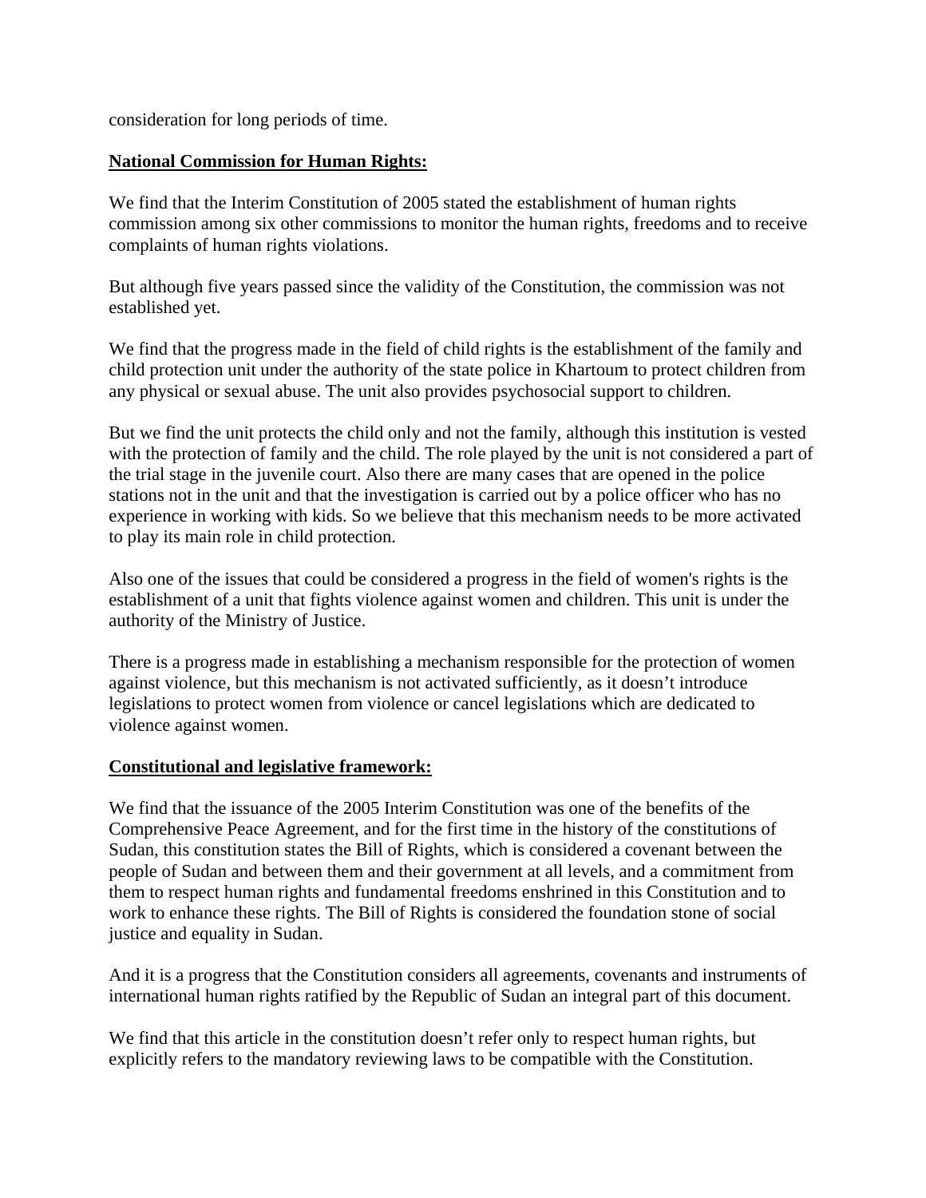consideration for long periods of time.

**National Commission for Human Rights:**

We find that the Interim Constitution of 2005 stated the establishment of human rights commission among six other commissions to monitor the human rights, freedoms and to receive complaints of human rights violations.

But although five years passed since the validity of the Constitution, the commission was not established yet.

We find that the progress made in the field of child rights is the establishment of the family and child protection unit under the authority of the state police in Khartoum to protect children from any physical or sexual abuse. The unit also provides psychosocial support to children.

But we find the unit protects the child only and not the family, although this institution is vested with the protection of family and the child. The role played by the unit is not considered a part of the trial stage in the juvenile court. Also there are many cases that are opened in the police stations not in the unit and that the investigation is carried out by a police officer who has no experience in working with kids. So we believe that this mechanism needs to be more activated to play its main role in child protection.

Also one of the issues that could be considered a progress in the field of women's rights is the establishment of a unit that fights violence against women and children. This unit is under the authority of the Ministry of Justice.

There is a progress made in establishing a mechanism responsible for the protection of women against violence, but this mechanism is not activated sufficiently, as it doesn't introduce legislations to protect women from violence or cancel legislations which are dedicated to violence against women.

**Constitutional and legislative framework:**

We find that the issuance of the 2005 Interim Constitution was one of the benefits of the Comprehensive Peace Agreement, and for the first time in the history of the constitutions of Sudan, this constitution states the Bill of Rights, which is considered a covenant between the people of Sudan and between them and their government at all levels, and a commitment from them to respect human rights and fundamental freedoms enshrined in this Constitution and to work to enhance these rights. The Bill of Rights is considered the foundation stone of social justice and equality in Sudan.

And it is a progress that the Constitution considers all agreements, covenants and instruments of international human rights ratified by the Republic of Sudan an integral part of this document.

We find that this article in the constitution doesn't refer only to respect human rights, but explicitly refers to the mandatory reviewing laws to be compatible with the Constitution.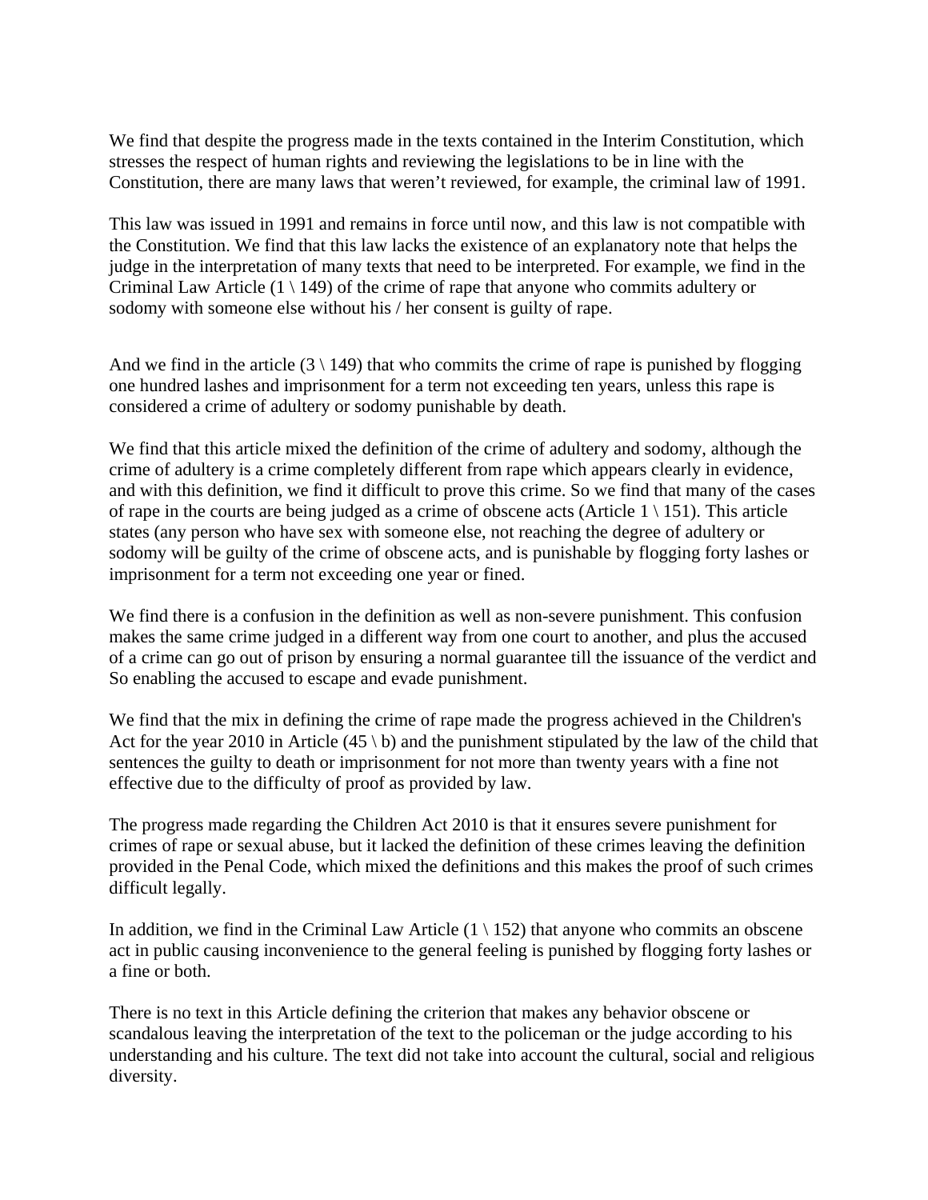We find that despite the progress made in the texts contained in the Interim Constitution, which stresses the respect of human rights and reviewing the legislations to be in line with the Constitution, there are many laws that weren't reviewed, for example, the criminal law of 1991.

This law was issued in 1991 and remains in force until now, and this law is not compatible with the Constitution. We find that this law lacks the existence of an explanatory note that helps the judge in the interpretation of many texts that need to be interpreted. For example, we find in the Criminal Law Article (1 \ 149) of the crime of rape that anyone who commits adultery or sodomy with someone else without his / her consent is guilty of rape.

And we find in the article (3 \ 149) that who commits the crime of rape is punished by flogging one hundred lashes and imprisonment for a term not exceeding ten years, unless this rape is considered a crime of adultery or sodomy punishable by death.

We find that this article mixed the definition of the crime of adultery and sodomy, although the crime of adultery is a crime completely different from rape which appears clearly in evidence, and with this definition, we find it difficult to prove this crime. So we find that many of the cases of rape in the courts are being judged as a crime of obscene acts (Article 1 \ 151). This article states (any person who have sex with someone else, not reaching the degree of adultery or sodomy will be guilty of the crime of obscene acts, and is punishable by flogging forty lashes or imprisonment for a term not exceeding one year or fined.

We find there is a confusion in the definition as well as non-severe punishment. This confusion makes the same crime judged in a different way from one court to another, and plus the accused of a crime can go out of prison by ensuring a normal guarantee till the issuance of the verdict and So enabling the accused to escape and evade punishment.

We find that the mix in defining the crime of rape made the progress achieved in the Children's Act for the year 2010 in Article (45 \ b) and the punishment stipulated by the law of the child that sentences the guilty to death or imprisonment for not more than twenty years with a fine not effective due to the difficulty of proof as provided by law.

The progress made regarding the Children Act 2010 is that it ensures severe punishment for crimes of rape or sexual abuse, but it lacked the definition of these crimes leaving the definition provided in the Penal Code, which mixed the definitions and this makes the proof of such crimes difficult legally.

In addition, we find in the Criminal Law Article (1 \ 152) that anyone who commits an obscene act in public causing inconvenience to the general feeling is punished by flogging forty lashes or a fine or both.

There is no text in this Article defining the criterion that makes any behavior obscene or scandalous leaving the interpretation of the text to the policeman or the judge according to his understanding and his culture. The text did not take into account the cultural, social and religious diversity.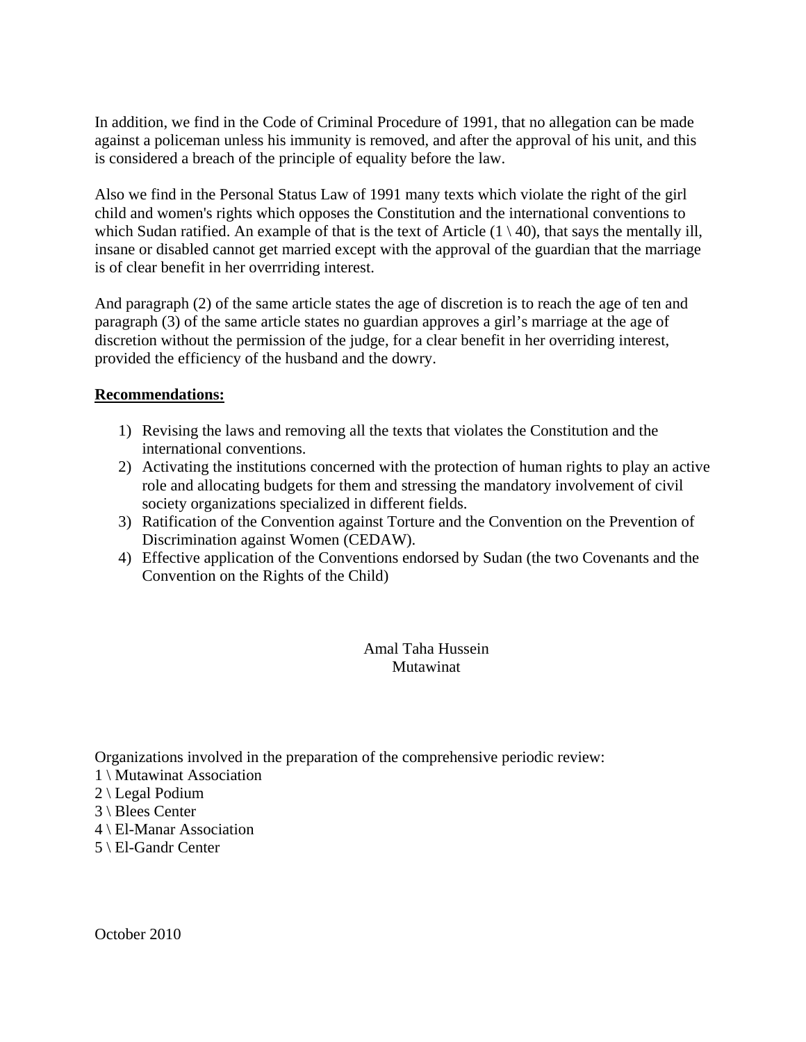In addition, we find in the Code of Criminal Procedure of 1991, that no allegation can be made against a policeman unless his immunity is removed, and after the approval of his unit, and this is considered a breach of the principle of equality before the law.

Also we find in the Personal Status Law of 1991 many texts which violate the right of the girl child and women's rights which opposes the Constitution and the international conventions to which Sudan ratified. An example of that is the text of Article (1 \ 40), that says the mentally ill, insane or disabled cannot get married except with the approval of the guardian that the marriage is of clear benefit in her overrriding interest.

And paragraph (2) of the same article states the age of discretion is to reach the age of ten and paragraph (3) of the same article states no guardian approves a girl’s marriage at the age of discretion without the permission of the judge, for a clear benefit in her overriding interest, provided the efficiency of the husband and the dowry.

**Recommendations:**

1) Revising the laws and removing all the texts that violates the Constitution and the international conventions.
2) Activating the institutions concerned with the protection of human rights to play an active role and allocating budgets for them and stressing the mandatory involvement of civil society organizations specialized in different fields.
3) Ratification of the Convention against Torture and the Convention on the Prevention of Discrimination against Women (CEDAW).
4) Effective application of the Conventions endorsed by Sudan (the two Covenants and the Convention on the Rights of the Child)

Amal Taha Hussein
Mutawinat

Organizations involved in the preparation of the comprehensive periodic review:
1 \ Mutawinat Association
2 \ Legal Podium
3 \ Blees Center
4 \ El-Manar Association
5 \ El-Gandr Center

October 2010